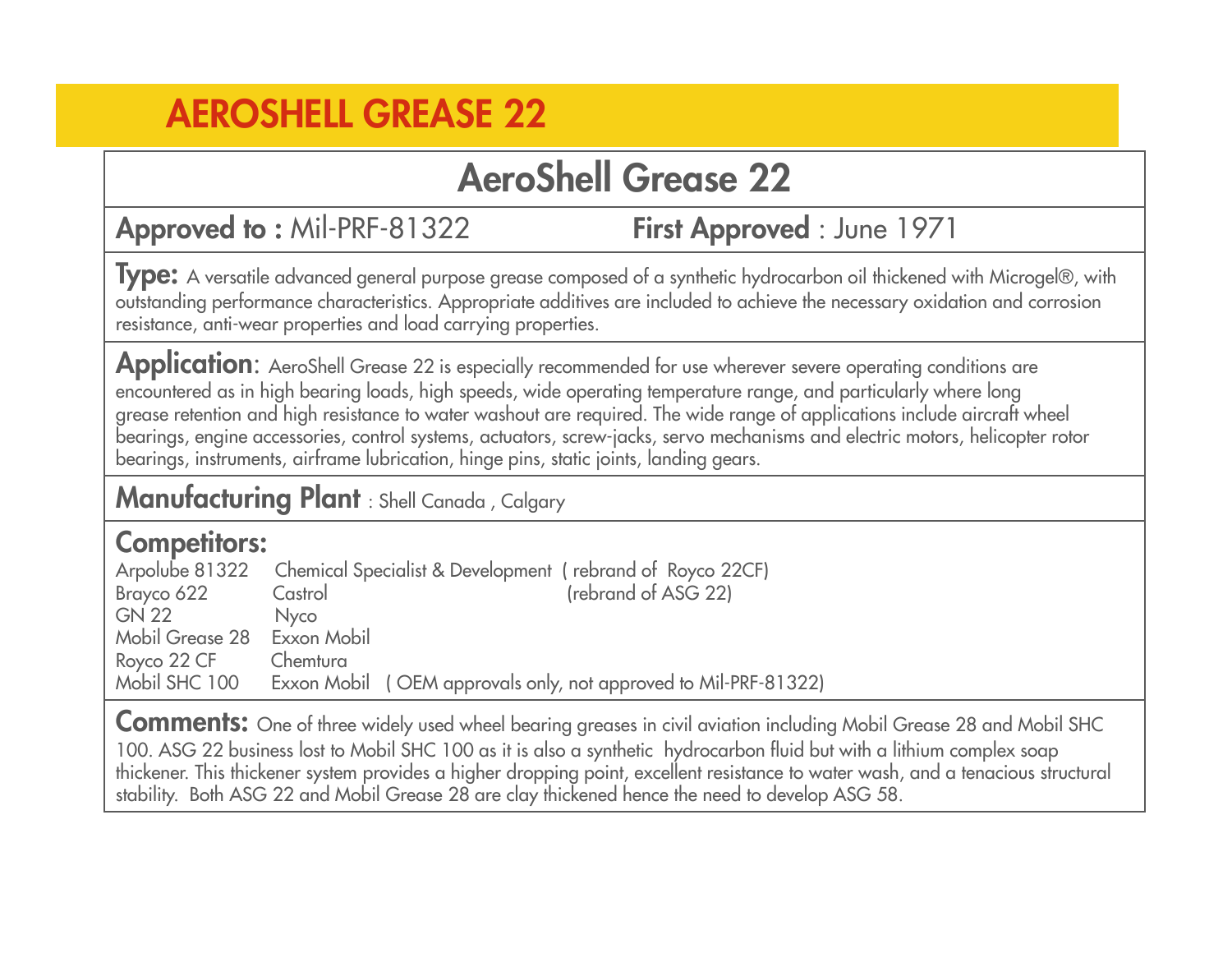# AEROSHELL GREASE 22

## AeroShell Grease 22

**Approved to :** Mil-PRF-81322 **First Approved** : June 1971

**Type:** A versatile advanced general purpose grease composed of a synthetic hydrocarbon oil thickened with Microgel®, with outstanding performance characteristics. Appropriate additives are included to achieve the necessary oxidation and corrosion resistance, anti-wear properties and load carrying properties.

**Application**: AeroShell Grease 22 is especially recommended for use wherever severe operating conditions are encountered as in high bearing loads, high speeds, wide operating temperature range, and particularly where long grease retention and high resistance to water washout are required. The wide range of applications include aircraft wheel bearings, engine accessories, control systems, actuators, screw-jacks, servo mechanisms and electric motors, helicopter rotor bearings, instruments, airframe lubrication, hinge pins, static joints, landing gears.

**Manufacturing Plant** : Shell Canada , Calgary

**Competitors:**

| | | |
|---|---|---|
| Arpolube 81322 | Chemical Specialist & Development | ( rebrand of Royco 22CF) |
| Brayco 622 | Castrol | (rebrand of ASG 22) |
| GN 22 | Nyco | |
| Mobil Grease 28 | Exxon Mobil | |
| Royco 22 CF | Chemtura | |
| Mobil SHC 100 | Exxon Mobil ( OEM approvals only, not approved to Mil-PRF-81322) | |

**Comments:** One of three widely used wheel bearing greases in civil aviation including Mobil Grease 28 and Mobil SHC 100. ASG 22 business lost to Mobil SHC 100 as it is also a synthetic hydrocarbon fluid but with a lithium complex soap thickener. This thickener system provides a higher dropping point, excellent resistance to water wash, and a tenacious structural stability. Both ASG 22 and Mobil Grease 28 are clay thickened hence the need to develop ASG 58.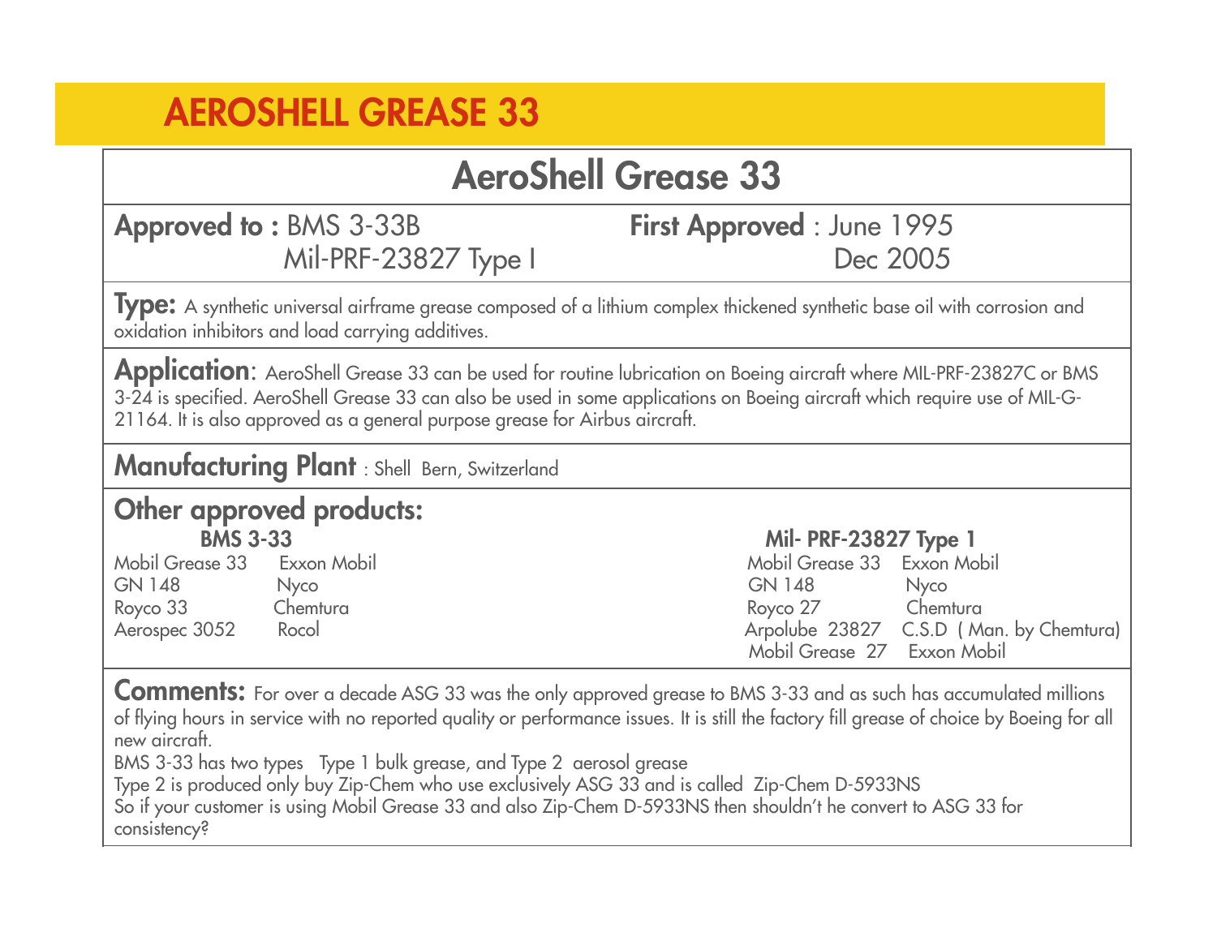# AEROSHELL GREASE 33

## AeroShell Grease 33

**Approved to :** BMS 3-33B
Mil-PRF-23827 Type I

**First Approved** : June 1995
Dec 2005

**Type:** A synthetic universal airframe grease composed of a lithium complex thickened synthetic base oil with corrosion and oxidation inhibitors and load carrying additives.

**Application**: AeroShell Grease 33 can be used for routine lubrication on Boeing aircraft where MIL-PRF-23827C or BMS 3-24 is specified. AeroShell Grease 33 can also be used in some applications on Boeing aircraft which require use of MIL-G-21164. It is also approved as a general purpose grease for Airbus aircraft.

**Manufacturing Plant** : Shell Bern, Switzerland

**Other approved products:**

**BMS 3-33**

| Product | Manufacturer |
|---|---|
| Mobil Grease 33 | Exxon Mobil |
| GN 148 | Nyco |
| Royco 33 | Chemtura |
| Aerospec 3052 | Rocol |

**Mil- PRF-23827 Type 1**

| Product | Manufacturer |
|---|---|
| Mobil Grease 33 | Exxon Mobil |
| GN 148 | Nyco |
| Royco 27 | Chemtura |
| Arpolube 23827 | C.S.D ( Man. by Chemtura) |
| Mobil Grease 27 | Exxon Mobil |

**Comments:** For over a decade ASG 33 was the only approved grease to BMS 3-33 and as such has accumulated millions of flying hours in service with no reported quality or performance issues. It is still the factory fill grease of choice by Boeing for all new aircraft.

BMS 3-33 has two types Type 1 bulk grease, and Type 2 aerosol grease

Type 2 is produced only buy Zip-Chem who use exclusively ASG 33 and is called Zip-Chem D-5933NS

So if your customer is using Mobil Grease 33 and also Zip-Chem D-5933NS then shouldn't he convert to ASG 33 for consistency?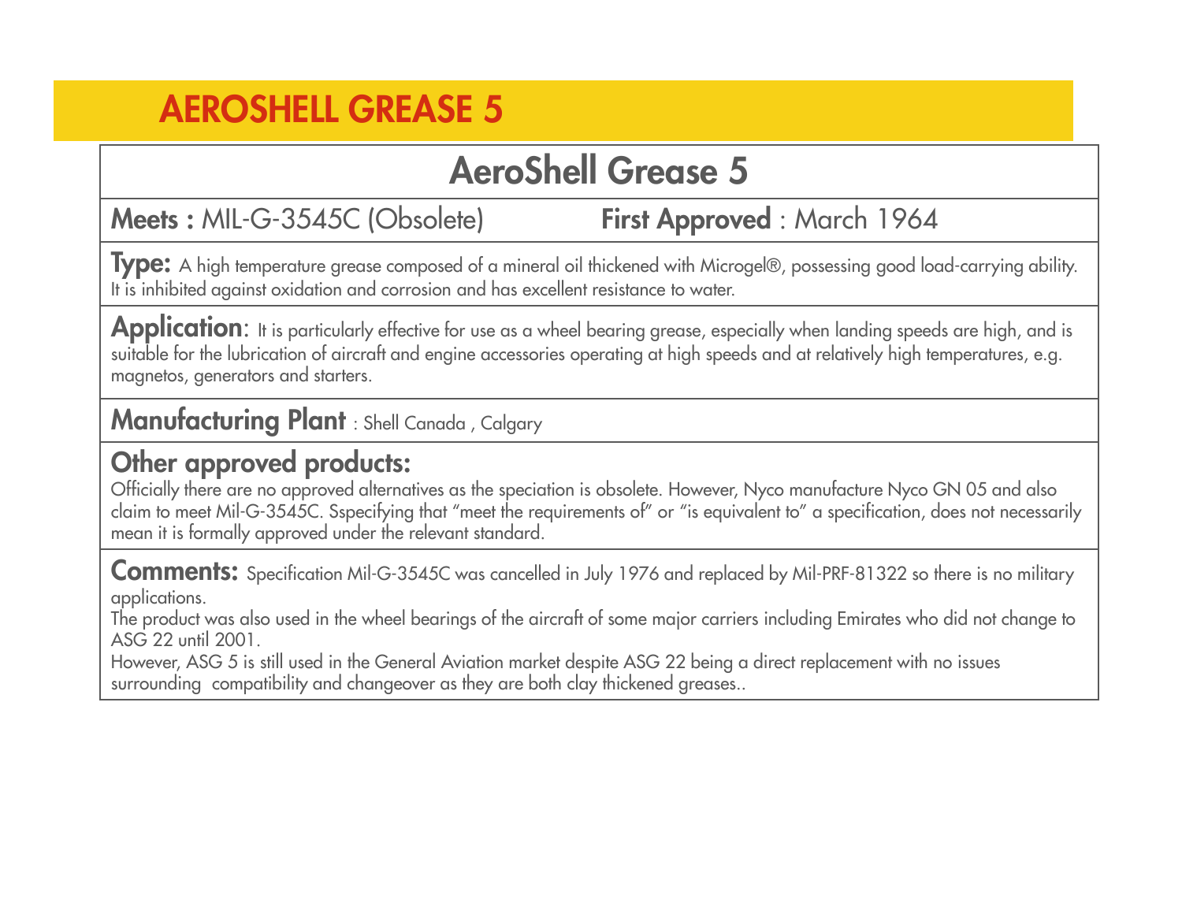# AEROSHELL GREASE 5

## AeroShell Grease 5

**Meets :** MIL-G-3545C (Obsolete) **First Approved** : March 1964

**Type:** A high temperature grease composed of a mineral oil thickened with Microgel®, possessing good load-carrying ability. It is inhibited against oxidation and corrosion and has excellent resistance to water.

**Application**: It is particularly effective for use as a wheel bearing grease, especially when landing speeds are high, and is suitable for the lubrication of aircraft and engine accessories operating at high speeds and at relatively high temperatures, e.g. magnetos, generators and starters.

**Manufacturing Plant** : Shell Canada , Calgary

**Other approved products:**
Officially there are no approved alternatives as the speciation is obsolete. However, Nyco manufacture Nyco GN 05 and also claim to meet Mil-G-3545C. Sspecifying that "meet the requirements of" or "is equivalent to" a specification, does not necessarily mean it is formally approved under the relevant standard.

**Comments:** Specification Mil-G-3545C was cancelled in July 1976 and replaced by Mil-PRF-81322 so there is no military applications.
The product was also used in the wheel bearings of the aircraft of some major carriers including Emirates who did not change to ASG 22 until 2001.
However, ASG 5 is still used in the General Aviation market despite ASG 22 being a direct replacement with no issues surrounding compatibility and changeover as they are both clay thickened greases..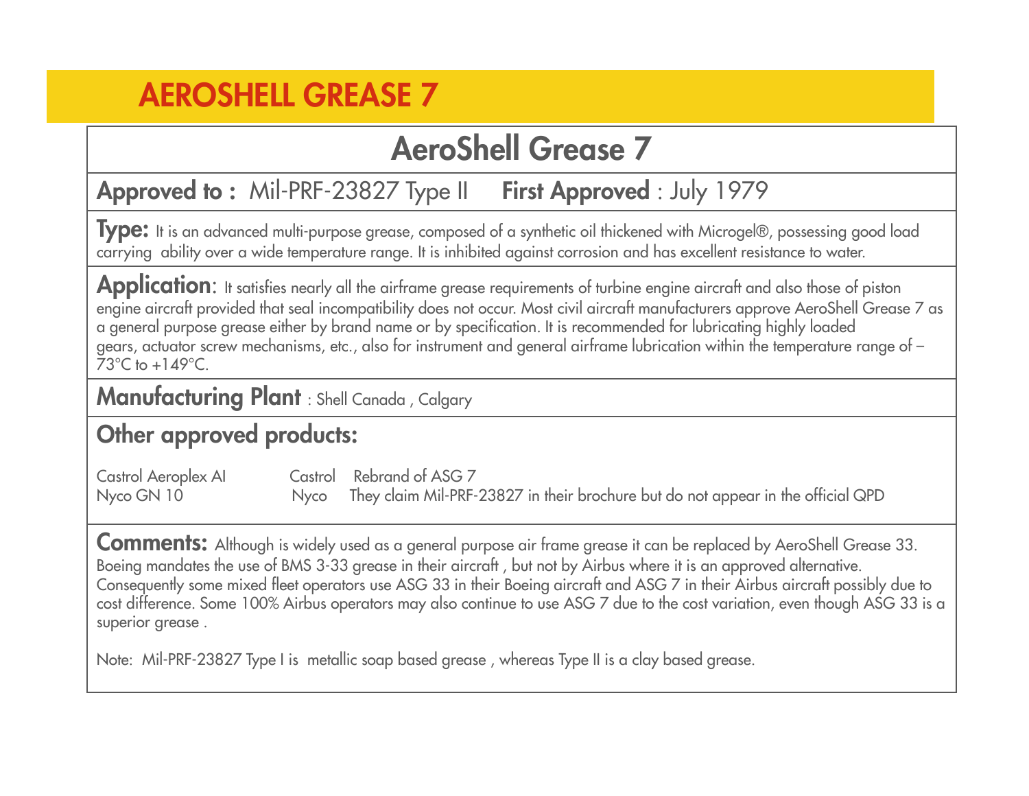# AEROSHELL GREASE 7

## AeroShell Grease 7

**Approved to :** Mil-PRF-23827 Type II **First Approved** : July 1979

**Type:** It is an advanced multi-purpose grease, composed of a synthetic oil thickened with Microgel®, possessing good load carrying ability over a wide temperature range. It is inhibited against corrosion and has excellent resistance to water.

**Application**: It satisfies nearly all the airframe grease requirements of turbine engine aircraft and also those of piston engine aircraft provided that seal incompatibility does not occur. Most civil aircraft manufacturers approve AeroShell Grease 7 as a general purpose grease either by brand name or by specification. It is recommended for lubricating highly loaded gears, actuator screw mechanisms, etc., also for instrument and general airframe lubrication within the temperature range of –73°C to +149°C.

**Manufacturing Plant** : Shell Canada , Calgary

**Other approved products:**

| | | |
|---|---|---|
| Castrol Aeroplex AI | Castrol | Rebrand of ASG 7 |
| Nyco GN 10 | Nyco | They claim Mil-PRF-23827 in their brochure but do not appear in the official QPD |

**Comments:** Although is widely used as a general purpose air frame grease it can be replaced by AeroShell Grease 33. Boeing mandates the use of BMS 3-33 grease in their aircraft , but not by Airbus where it is an approved alternative. Consequently some mixed fleet operators use ASG 33 in their Boeing aircraft and ASG 7 in their Airbus aircraft possibly due to cost difference. Some 100% Airbus operators may also continue to use ASG 7 due to the cost variation, even though ASG 33 is a superior grease .

Note: Mil-PRF-23827 Type I is metallic soap based grease , whereas Type II is a clay based grease.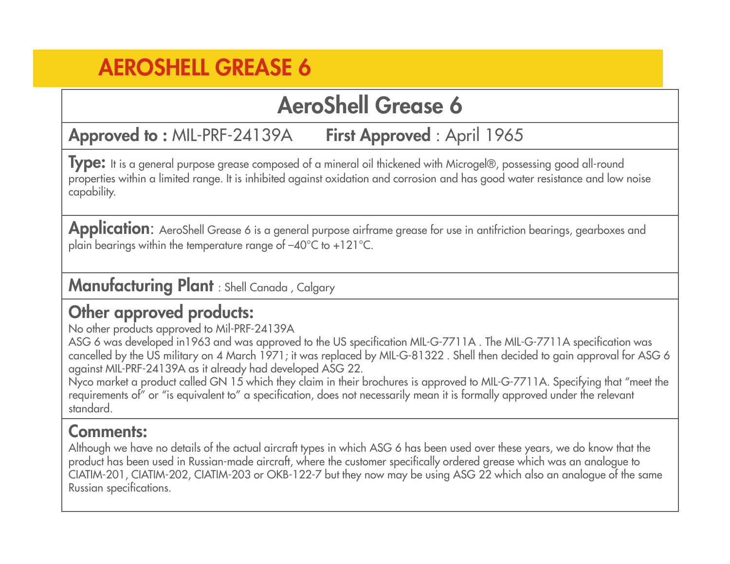# AEROSHELL GREASE 6

## AeroShell Grease 6

**Approved to :** MIL-PRF-24139A **First Approved** : April 1965

**Type:** It is a general purpose grease composed of a mineral oil thickened with Microgel®, possessing good all-round properties within a limited range. It is inhibited against oxidation and corrosion and has good water resistance and low noise capability.

**Application**: AeroShell Grease 6 is a general purpose airframe grease for use in antifriction bearings, gearboxes and plain bearings within the temperature range of –40°C to +121°C.

**Manufacturing Plant** : Shell Canada , Calgary

### Other approved products:

No other products approved to Mil-PRF-24139A

ASG 6 was developed in1963 and was approved to the US specification MIL-G-7711A . The MIL-G-7711A specification was cancelled by the US military on 4 March 1971; it was replaced by MIL-G-81322 . Shell then decided to gain approval for ASG 6 against MIL-PRF-24139A as it already had developed ASG 22.

Nyco market a product called GN 15 which they claim in their brochures is approved to MIL-G-7711A. Specifying that "meet the requirements of" or "is equivalent to" a specification, does not necessarily mean it is formally approved under the relevant standard.

### Comments:

Although we have no details of the actual aircraft types in which ASG 6 has been used over these years, we do know that the product has been used in Russian-made aircraft, where the customer specifically ordered grease which was an analogue to CIATIM-201, CIATIM-202, CIATIM-203 or OKB-122-7 but they now may be using ASG 22 which also an analogue of the same Russian specifications.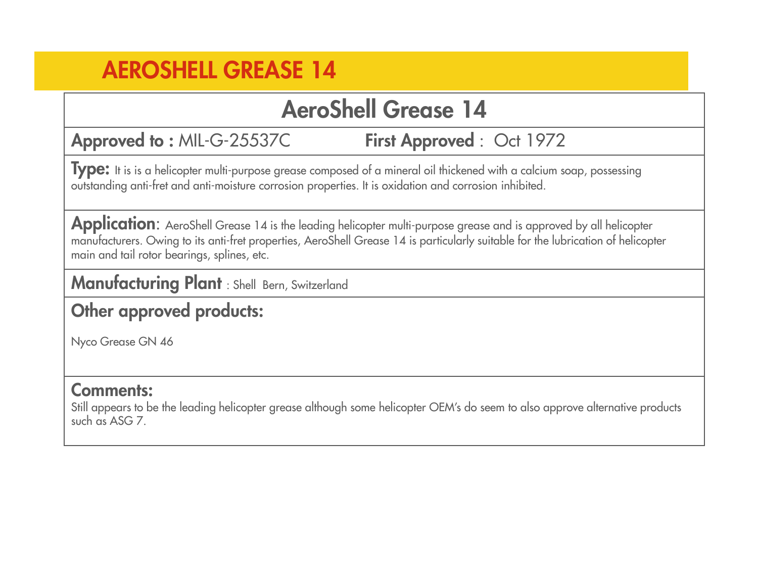# AEROSHELL GREASE 14

## AeroShell Grease 14

**Approved to :** MIL-G-25537C **First Approved** : Oct 1972

**Type:** It is is a helicopter multi-purpose grease composed of a mineral oil thickened with a calcium soap, possessing outstanding anti-fret and anti-moisture corrosion properties. It is oxidation and corrosion inhibited.

**Application**: AeroShell Grease 14 is the leading helicopter multi-purpose grease and is approved by all helicopter manufacturers. Owing to its anti-fret properties, AeroShell Grease 14 is particularly suitable for the lubrication of helicopter main and tail rotor bearings, splines, etc.

**Manufacturing Plant** : Shell Bern, Switzerland

**Other approved products:**

Nyco Grease GN 46

**Comments:**

Still appears to be the leading helicopter grease although some helicopter OEM's do seem to also approve alternative products such as ASG 7.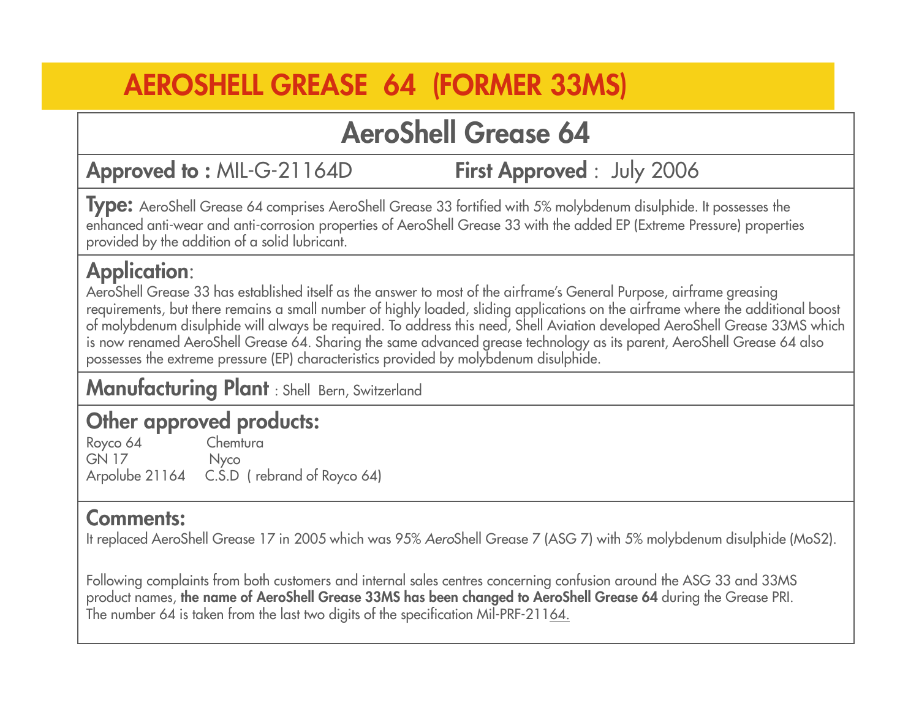# AEROSHELL GREASE 64 (FORMER 33MS)

## AeroShell Grease 64

**Approved to :** MIL-G-21164D **First Approved** : July 2006

**Type:** AeroShell Grease 64 comprises AeroShell Grease 33 fortified with 5% molybdenum disulphide. It possesses the enhanced anti-wear and anti-corrosion properties of AeroShell Grease 33 with the added EP (Extreme Pressure) properties provided by the addition of a solid lubricant.

**Application**:

AeroShell Grease 33 has established itself as the answer to most of the airframe's General Purpose, airframe greasing requirements, but there remains a small number of highly loaded, sliding applications on the airframe where the additional boost of molybdenum disulphide will always be required. To address this need, Shell Aviation developed AeroShell Grease 33MS which is now renamed AeroShell Grease 64. Sharing the same advanced grease technology as its parent, AeroShell Grease 64 also possesses the extreme pressure (EP) characteristics provided by molybdenum disulphide.

**Manufacturing Plant** : Shell Bern, Switzerland

**Other approved products:**

| | |
|---|---|
| Royco 64 | Chemtura |
| GN 17 | Nyco |
| Arpolube 21164 | C.S.D ( rebrand of Royco 64) |

**Comments:**

It replaced AeroShell Grease 17 in 2005 which was 95% *Aero*Shell Grease 7 (ASG 7) with 5% molybdenum disulphide (MoS2).

Following complaints from both customers and internal sales centres concerning confusion around the ASG 33 and 33MS product names, **the name of AeroShell Grease 33MS has been changed to AeroShell Grease 64** during the Grease PRI. The number 64 is taken from the last two digits of the specification Mil-PRF-21164.